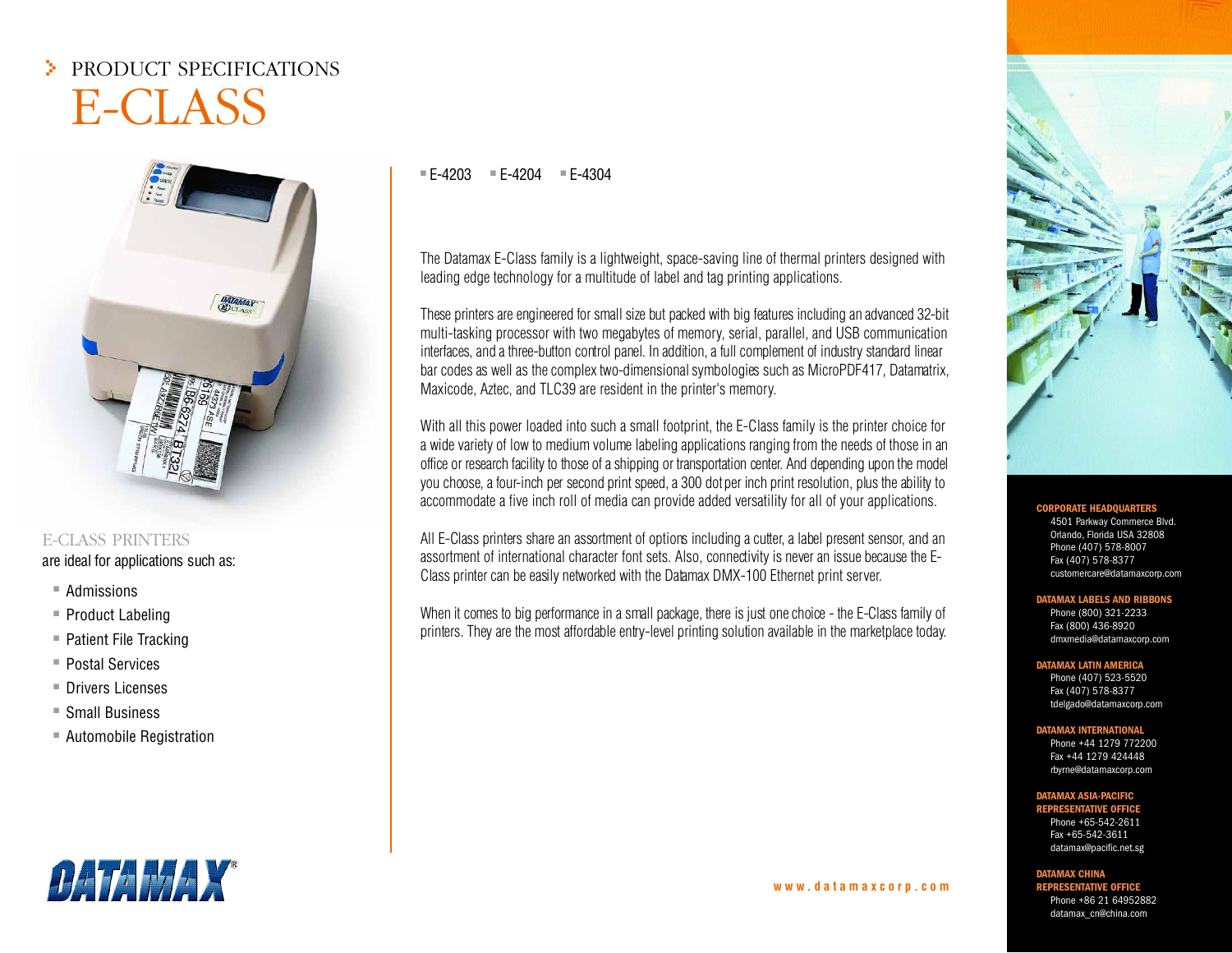# PRODUCT SPECIFICATIONS

# E-CLASS

## E-CLASS PRINTERS

are ideal for applications such as:

- Admissions
- Product Labeling
- Patient File Tracking
- Postal Services
- Drivers Licenses
- Small Business
- Automobile Registration

- E-4203
- E-4204
- E-4304

The Datamax E-Class family is a lightweight, space-saving line of thermal printers designed with leading edge technology for a multitude of label and tag printing applications.

These printers are engineered for small size but packed with big features including an advanced 32-bit multi-tasking processor with two megabytes of memory, serial, parallel, and USB communication interfaces, and a three-button control panel. In addition, a full complement of industry standard linear bar codes as well as the complex two-dimensional symbologies such as MicroPDF417, Datamatrix, Maxicode, Aztec, and TLC39 are resident in the printer's memory.

With all this power loaded into such a small footprint, the E-Class family is the printer choice for a wide variety of low to medium volume labeling applications ranging from the needs of those in an office or research facility to those of a shipping or transportation center. And depending upon the model you choose, a four-inch per second print speed, a 300 dot per inch print resolution, plus the ability to accommodate a five inch roll of media can provide added versatility for all of your applications.

All E-Class printers share an assortment of options including a cutter, a label present sensor, and an assortment of international character font sets. Also, connectivity is never an issue because the E-Class printer can be easily networked with the Datamax DMX-100 Ethernet print server.

When it comes to big performance in a small package, there is just one choice - the E-Class family of printers. They are the most affordable entry-level printing solution available in the marketplace today.

DATAMAX

www.datamaxcorp.com

**CORPORATE HEADQUARTERS**
4501 Parkway Commerce Blvd.
Orlando, Florida USA 32808
Phone (407) 578-8007
Fax (407) 578-8377
customercare@datamaxcorp.com

**DATAMAX LABELS AND RIBBONS**
Phone (800) 321-2233
Fax (800) 436-8920
dmxmedia@datamaxcorp.com

**DATAMAX LATIN AMERICA**
Phone (407) 523-5520
Fax (407) 578-8377
tdelgado@datamaxcorp.com

**DATAMAX INTERNATIONAL**
Phone +44 1279 772200
Fax +44 1279 424448
rbyrne@datamaxcorp.com

**DATAMAX ASIA-PACIFIC REPRESENTATIVE OFFICE**
Phone +65-542-2611
Fax +65-542-3611
datamax@pacific.net.sg

**DATAMAX CHINA REPRESENTATIVE OFFICE**
Phone +86 21 64952882
datamax_cn@china.com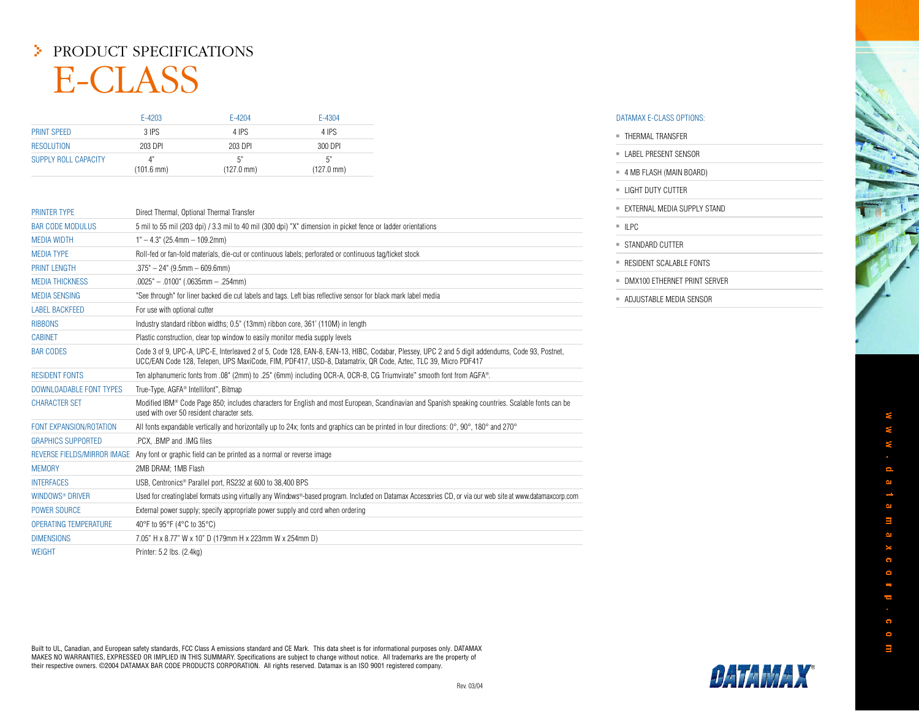# PRODUCT SPECIFICATIONS

# E-CLASS

| | E-4203 | E-4204 | E-4304 |
|---|---|---|---|
| PRINT SPEED | 3 IPS | 4 IPS | 4 IPS |
| RESOLUTION | 203 DPI | 203 DPI | 300 DPI |
| SUPPLY ROLL CAPACITY | 4" (101.6 mm) | 5" (127.0 mm) | 5" (127.0 mm) |

| | |
|---|---|
| PRINTER TYPE | Direct Thermal, Optional Thermal Transfer |
| BAR CODE MODULUS | 5 mil to 55 mil (203 dpi) / 3.3 mil to 40 mil (300 dpi) "X" dimension in picket fence or ladder orientations |
| MEDIA WIDTH | 1" – 4.3" (25.4mm – 109.2mm) |
| MEDIA TYPE | Roll-fed or fan-fold materials, die-cut or continuous labels; perforated or continuous tag/ticket stock |
| PRINT LENGTH | .375" – 24" (9.5mm – 609.6mm) |
| MEDIA THICKNESS | .0025" – .0100" (.0635mm – .254mm) |
| MEDIA SENSING | "See through" for liner backed die cut labels and tags. Left bias reflective sensor for black mark label media |
| LABEL BACKFEED | For use with optional cutter |
| RIBBONS | Industry standard ribbon widths; 0.5" (13mm) ribbon core, 361' (110M) in length |
| CABINET | Plastic construction, clear top window to easily monitor media supply levels |
| BAR CODES | Code 3 of 9, UPC-A, UPC-E, Interleaved 2 of 5, Code 128, EAN-8, EAN-13, HIBC, Codabar, Plessey, UPC 2 and 5 digit addendums, Code 93, Postnet, UCC/EAN Code 128, Telepen, UPS MaxiCode, FIM, PDF417, USD-8, Datamatrix, QR Code, Aztec, TLC 39, Micro PDF417 |
| RESIDENT FONTS | Ten alphanumeric fonts from .08" (2mm) to .25" (6mm) including OCR-A, OCR-B, CG Triumvirate™ smooth font from AGFA®. |
| DOWNLOADABLE FONT TYPES | True-Type, AGFA® Intellifont™, Bitmap |
| CHARACTER SET | Modified IBM® Code Page 850; includes characters for English and most European, Scandinavian and Spanish speaking countries. Scalable fonts can be used with over 50 resident character sets. |
| FONT EXPANSION/ROTATION | All fonts expandable vertically and horizontally up to 24x; fonts and graphics can be printed in four directions: 0°, 90°, 180° and 270° |
| GRAPHICS SUPPORTED | .PCX, .BMP and .IMG files |
| REVERSE FIELDS/MIRROR IMAGE | Any font or graphic field can be printed as a normal or reverse image |
| MEMORY | 2MB DRAM; 1MB Flash |
| INTERFACES | USB, Centronics® Parallel port, RS232 at 600 to 38,400 BPS |
| WINDOWS® DRIVER | Used for creating label formats using virtually any Windows®-based program. Included on Datamax Accessories CD, or via our web site at www.datamaxcorp.com |
| POWER SOURCE | External power supply; specify appropriate power supply and cord when ordering |
| OPERATING TEMPERATURE | 40°F to 95°F (4°C to 35°C) |
| DIMENSIONS | 7.05" H x 8.77" W x 10" D (179mm H x 223mm W x 254mm D) |
| WEIGHT | Printer: 5.2 lbs. (2.4kg) |

DATAMAX E-CLASS OPTIONS:

- THERMAL TRANSFER
- LABEL PRESENT SENSOR
- 4 MB FLASH (MAIN BOARD)
- LIGHT DUTY CUTTER
- EXTERNAL MEDIA SUPPLY STAND
- ILPC
- STANDARD CUTTER
- RESIDENT SCALABLE FONTS
- DMX100 ETHERNET PRINT SERVER
- ADJUSTABLE MEDIA SENSOR

Built to UL, Canadian, and European safety standards, FCC Class A emissions standard and CE Mark. This data sheet is for informational purposes only. DATAMAX MAKES NO WARRANTIES, EXPRESSED OR IMPLIED IN THIS SUMMARY. Specifications are subject to change without notice. All trademarks are the property of their respective owners. ©2004 DATAMAX BAR CODE PRODUCTS CORPORATION. All rights reserved. Datamax is an ISO 9001 registered company.

Rev. 03/04

DATAMAX®

www.datamaxcorp.com